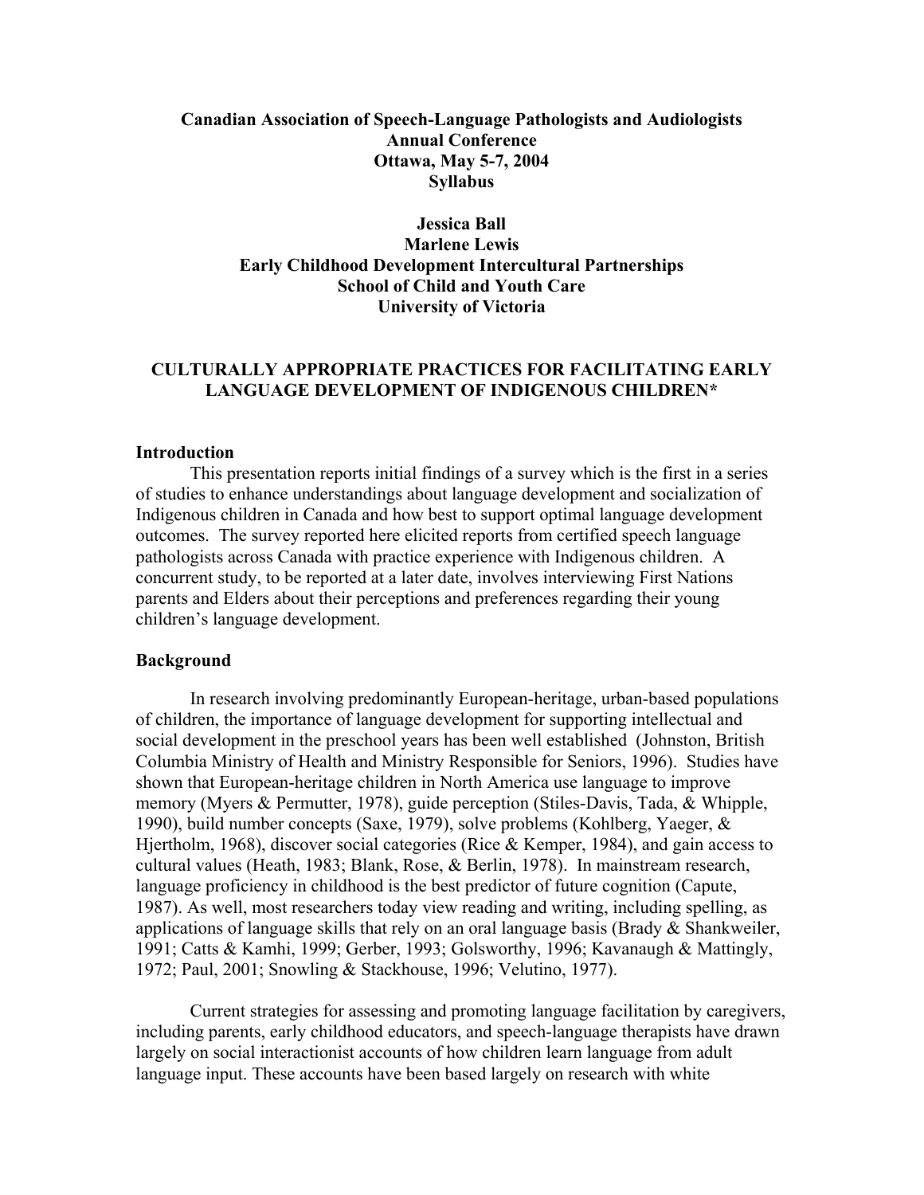**Canadian Association of Speech-Language Pathologists and Audiologists**
**Annual Conference**
**Ottawa, May 5-7, 2004**
**Syllabus**

**Jessica Ball**
**Marlene Lewis**
**Early Childhood Development Intercultural Partnerships**
**School of Child and Youth Care**
**University of Victoria**

# CULTURALLY APPROPRIATE PRACTICES FOR FACILITATING EARLY LANGUAGE DEVELOPMENT OF INDIGENOUS CHILDREN*

## Introduction

This presentation reports initial findings of a survey which is the first in a series of studies to enhance understandings about language development and socialization of Indigenous children in Canada and how best to support optimal language development outcomes. The survey reported here elicited reports from certified speech language pathologists across Canada with practice experience with Indigenous children. A concurrent study, to be reported at a later date, involves interviewing First Nations parents and Elders about their perceptions and preferences regarding their young children's language development.

## Background

In research involving predominantly European-heritage, urban-based populations of children, the importance of language development for supporting intellectual and social development in the preschool years has been well established (Johnston, British Columbia Ministry of Health and Ministry Responsible for Seniors, 1996). Studies have shown that European-heritage children in North America use language to improve memory (Myers & Permutter, 1978), guide perception (Stiles-Davis, Tada, & Whipple, 1990), build number concepts (Saxe, 1979), solve problems (Kohlberg, Yaeger, & Hjertholm, 1968), discover social categories (Rice & Kemper, 1984), and gain access to cultural values (Heath, 1983; Blank, Rose, & Berlin, 1978). In mainstream research, language proficiency in childhood is the best predictor of future cognition (Capute, 1987). As well, most researchers today view reading and writing, including spelling, as applications of language skills that rely on an oral language basis (Brady & Shankweiler, 1991; Catts & Kamhi, 1999; Gerber, 1993; Golsworthy, 1996; Kavanaugh & Mattingly, 1972; Paul, 2001; Snowling & Stackhouse, 1996; Velutino, 1977).

Current strategies for assessing and promoting language facilitation by caregivers, including parents, early childhood educators, and speech-language therapists have drawn largely on social interactionist accounts of how children learn language from adult language input. These accounts have been based largely on research with white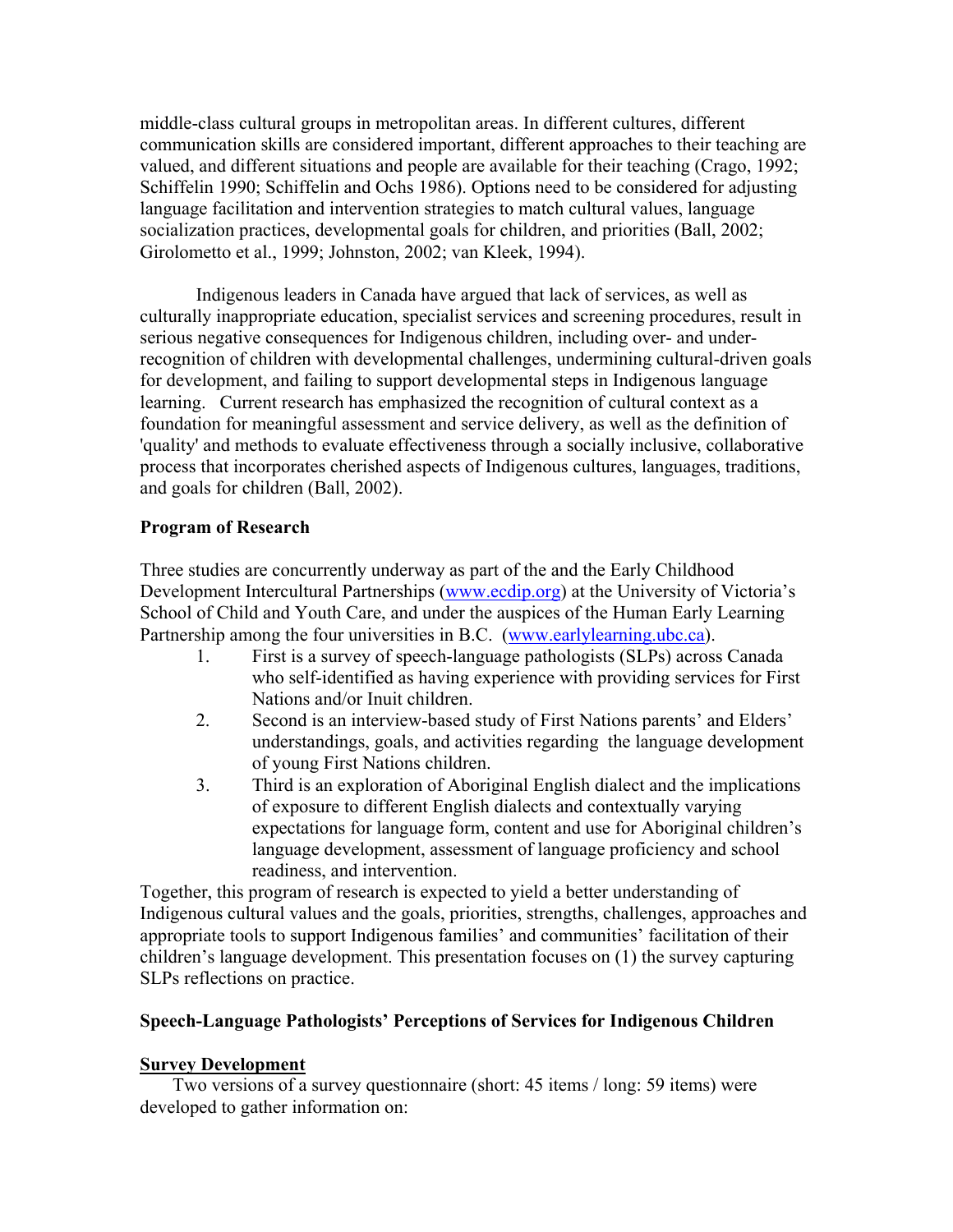middle-class cultural groups in metropolitan areas. In different cultures, different communication skills are considered important, different approaches to their teaching are valued, and different situations and people are available for their teaching (Crago, 1992; Schiffelin 1990; Schiffelin and Ochs 1986). Options need to be considered for adjusting language facilitation and intervention strategies to match cultural values, language socialization practices, developmental goals for children, and priorities (Ball, 2002; Girolometto et al., 1999; Johnston, 2002; van Kleek, 1994).

Indigenous leaders in Canada have argued that lack of services, as well as culturally inappropriate education, specialist services and screening procedures, result in serious negative consequences for Indigenous children, including over- and under-recognition of children with developmental challenges, undermining cultural-driven goals for development, and failing to support developmental steps in Indigenous language learning. Current research has emphasized the recognition of cultural context as a foundation for meaningful assessment and service delivery, as well as the definition of 'quality' and methods to evaluate effectiveness through a socially inclusive, collaborative process that incorporates cherished aspects of Indigenous cultures, languages, traditions, and goals for children (Ball, 2002).

**Program of Research**

Three studies are concurrently underway as part of the and the Early Childhood Development Intercultural Partnerships (www.ecdip.org) at the University of Victoria's School of Child and Youth Care, and under the auspices of the Human Early Learning Partnership among the four universities in B.C. (www.earlylearning.ubc.ca).

1. First is a survey of speech-language pathologists (SLPs) across Canada who self-identified as having experience with providing services for First Nations and/or Inuit children.
2. Second is an interview-based study of First Nations parents' and Elders' understandings, goals, and activities regarding the language development of young First Nations children.
3. Third is an exploration of Aboriginal English dialect and the implications of exposure to different English dialects and contextually varying expectations for language form, content and use for Aboriginal children's language development, assessment of language proficiency and school readiness, and intervention.

Together, this program of research is expected to yield a better understanding of Indigenous cultural values and the goals, priorities, strengths, challenges, approaches and appropriate tools to support Indigenous families' and communities' facilitation of their children's language development. This presentation focuses on (1) the survey capturing SLPs reflections on practice.

**Speech-Language Pathologists' Perceptions of Services for Indigenous Children**

**Survey Development**

Two versions of a survey questionnaire (short: 45 items / long: 59 items) were developed to gather information on: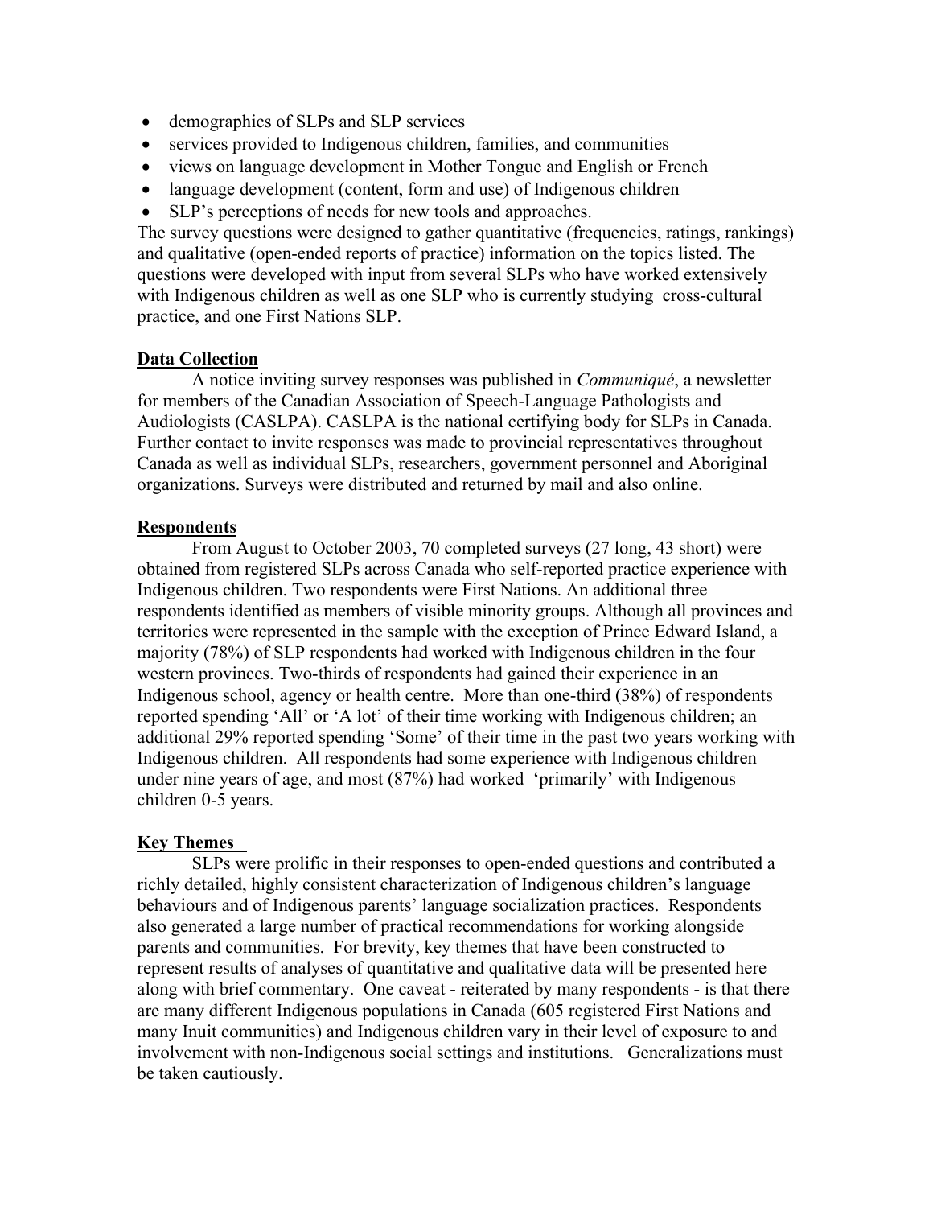- demographics of SLPs and SLP services
- services provided to Indigenous children, families, and communities
- views on language development in Mother Tongue and English or French
- language development (content, form and use) of Indigenous children
- SLP's perceptions of needs for new tools and approaches.

The survey questions were designed to gather quantitative (frequencies, ratings, rankings) and qualitative (open-ended reports of practice) information on the topics listed. The questions were developed with input from several SLPs who have worked extensively with Indigenous children as well as one SLP who is currently studying cross-cultural practice, and one First Nations SLP.

## Data Collection

A notice inviting survey responses was published in *Communiqué*, a newsletter for members of the Canadian Association of Speech-Language Pathologists and Audiologists (CASLPA). CASLPA is the national certifying body for SLPs in Canada. Further contact to invite responses was made to provincial representatives throughout Canada as well as individual SLPs, researchers, government personnel and Aboriginal organizations. Surveys were distributed and returned by mail and also online.

## Respondents

From August to October 2003, 70 completed surveys (27 long, 43 short) were obtained from registered SLPs across Canada who self-reported practice experience with Indigenous children. Two respondents were First Nations. An additional three respondents identified as members of visible minority groups. Although all provinces and territories were represented in the sample with the exception of Prince Edward Island, a majority (78%) of SLP respondents had worked with Indigenous children in the four western provinces. Two-thirds of respondents had gained their experience in an Indigenous school, agency or health centre. More than one-third (38%) of respondents reported spending 'All' or 'A lot' of their time working with Indigenous children; an additional 29% reported spending 'Some' of their time in the past two years working with Indigenous children. All respondents had some experience with Indigenous children under nine years of age, and most (87%) had worked 'primarily' with Indigenous children 0-5 years.

## Key Themes

SLPs were prolific in their responses to open-ended questions and contributed a richly detailed, highly consistent characterization of Indigenous children's language behaviours and of Indigenous parents' language socialization practices. Respondents also generated a large number of practical recommendations for working alongside parents and communities. For brevity, key themes that have been constructed to represent results of analyses of quantitative and qualitative data will be presented here along with brief commentary. One caveat - reiterated by many respondents - is that there are many different Indigenous populations in Canada (605 registered First Nations and many Inuit communities) and Indigenous children vary in their level of exposure to and involvement with non-Indigenous social settings and institutions. Generalizations must be taken cautiously.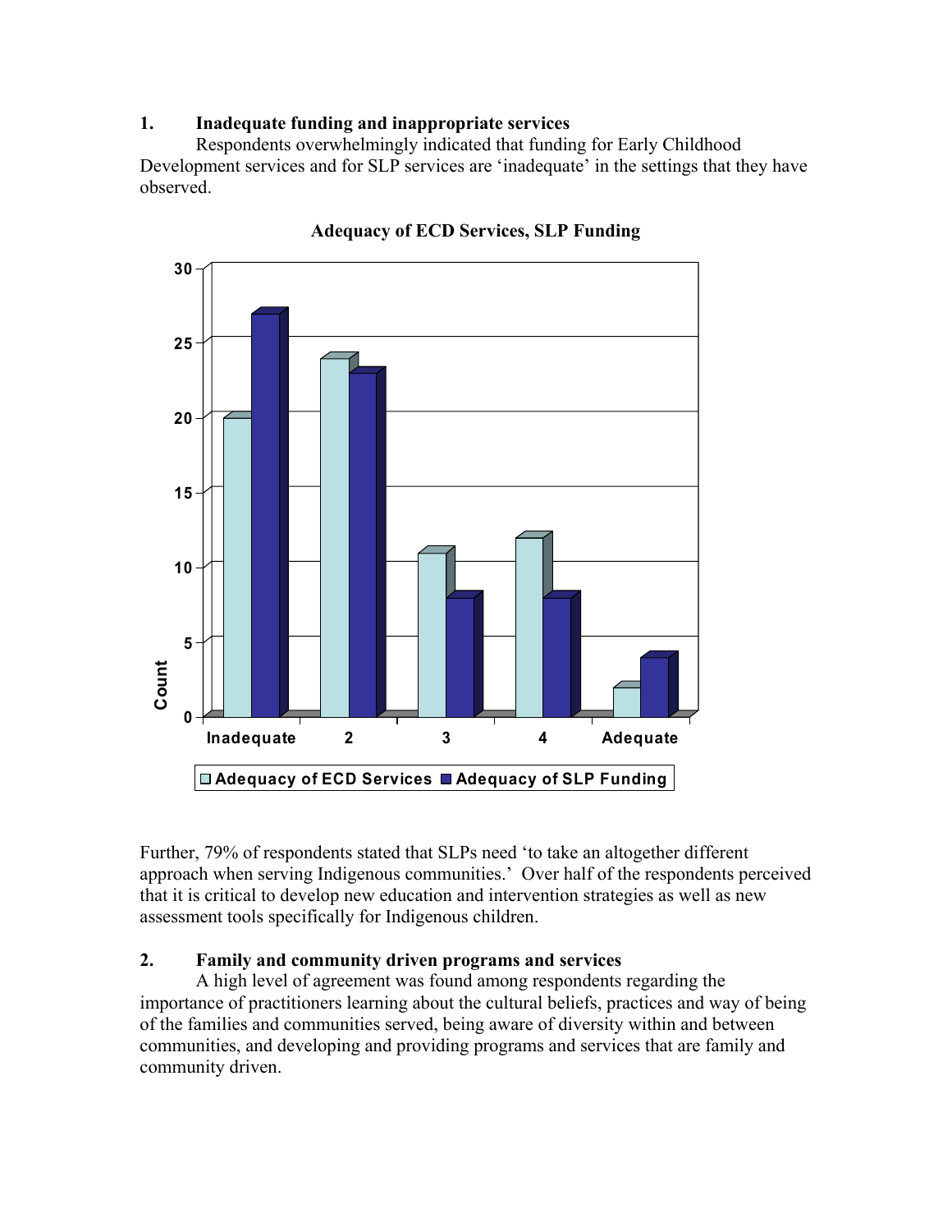**1. Inadequate funding and inappropriate services**

Respondents overwhelmingly indicated that funding for Early Childhood Development services and for SLP services are 'inadequate' in the settings that they have observed.

**Adequacy of ECD Services, SLP Funding**

| Count | Inadequate | 2 | 3 | 4 | Adequate |
|---|---|---|---|---|---|
| Adequacy of ECD Services | 20 | 24 | 11 | 12 | 2 |
| Adequacy of SLP Funding | 27 | 23 | 8 | 8 | 4 |

Further, 79% of respondents stated that SLPs need 'to take an altogether different approach when serving Indigenous communities.' Over half of the respondents perceived that it is critical to develop new education and intervention strategies as well as new assessment tools specifically for Indigenous children.

**2. Family and community driven programs and services**

A high level of agreement was found among respondents regarding the importance of practitioners learning about the cultural beliefs, practices and way of being of the families and communities served, being aware of diversity within and between communities, and developing and providing programs and services that are family and community driven.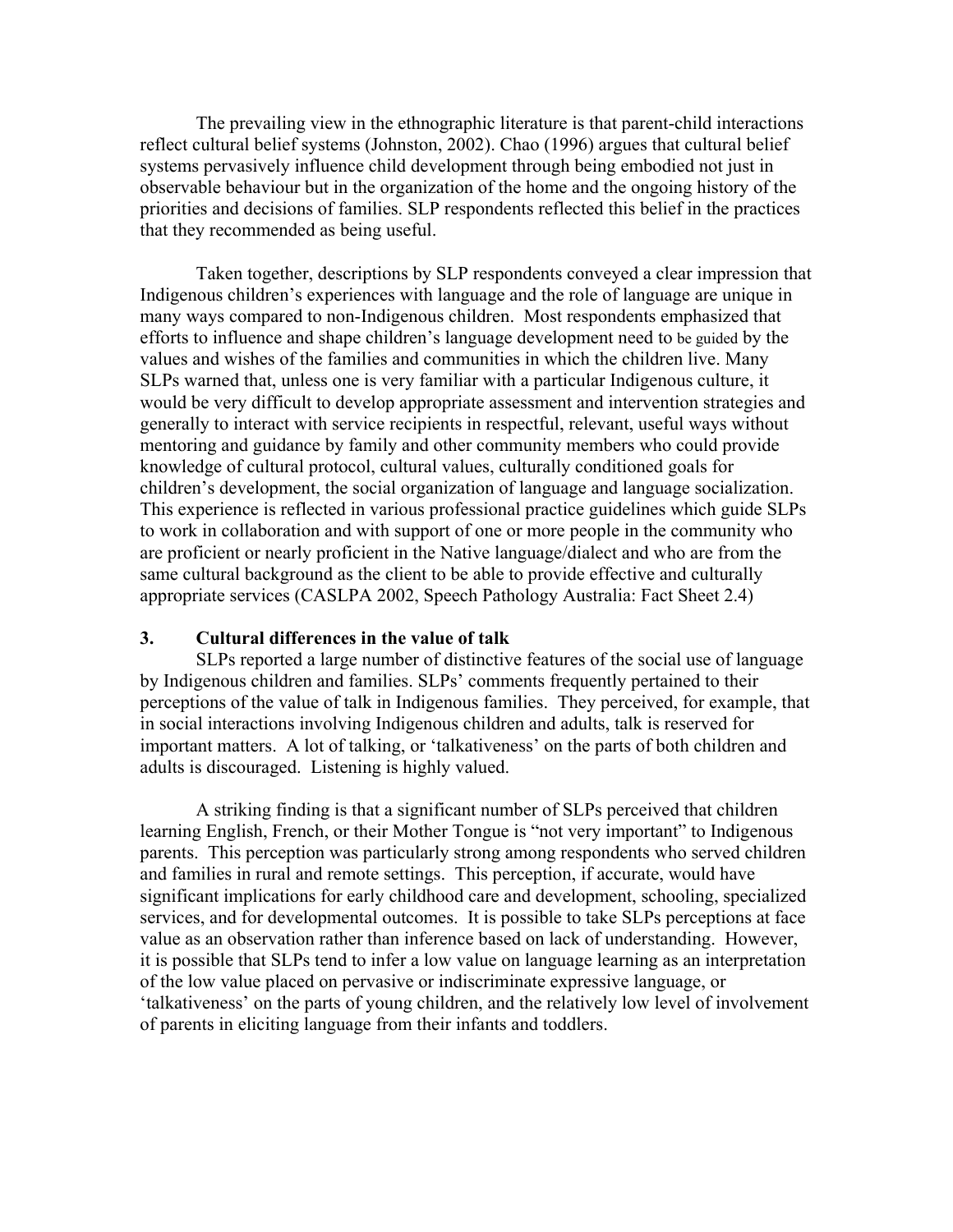The prevailing view in the ethnographic literature is that parent-child interactions reflect cultural belief systems (Johnston, 2002). Chao (1996) argues that cultural belief systems pervasively influence child development through being embodied not just in observable behaviour but in the organization of the home and the ongoing history of the priorities and decisions of families. SLP respondents reflected this belief in the practices that they recommended as being useful.

Taken together, descriptions by SLP respondents conveyed a clear impression that Indigenous children's experiences with language and the role of language are unique in many ways compared to non-Indigenous children. Most respondents emphasized that efforts to influence and shape children's language development need to be guided by the values and wishes of the families and communities in which the children live. Many SLPs warned that, unless one is very familiar with a particular Indigenous culture, it would be very difficult to develop appropriate assessment and intervention strategies and generally to interact with service recipients in respectful, relevant, useful ways without mentoring and guidance by family and other community members who could provide knowledge of cultural protocol, cultural values, culturally conditioned goals for children's development, the social organization of language and language socialization. This experience is reflected in various professional practice guidelines which guide SLPs to work in collaboration and with support of one or more people in the community who are proficient or nearly proficient in the Native language/dialect and who are from the same cultural background as the client to be able to provide effective and culturally appropriate services (CASLPA 2002, Speech Pathology Australia: Fact Sheet 2.4)

## 3. Cultural differences in the value of talk

SLPs reported a large number of distinctive features of the social use of language by Indigenous children and families. SLPs' comments frequently pertained to their perceptions of the value of talk in Indigenous families. They perceived, for example, that in social interactions involving Indigenous children and adults, talk is reserved for important matters. A lot of talking, or 'talkativeness' on the parts of both children and adults is discouraged. Listening is highly valued.

A striking finding is that a significant number of SLPs perceived that children learning English, French, or their Mother Tongue is "not very important" to Indigenous parents. This perception was particularly strong among respondents who served children and families in rural and remote settings. This perception, if accurate, would have significant implications for early childhood care and development, schooling, specialized services, and for developmental outcomes. It is possible to take SLPs perceptions at face value as an observation rather than inference based on lack of understanding. However, it is possible that SLPs tend to infer a low value on language learning as an interpretation of the low value placed on pervasive or indiscriminate expressive language, or 'talkativeness' on the parts of young children, and the relatively low level of involvement of parents in eliciting language from their infants and toddlers.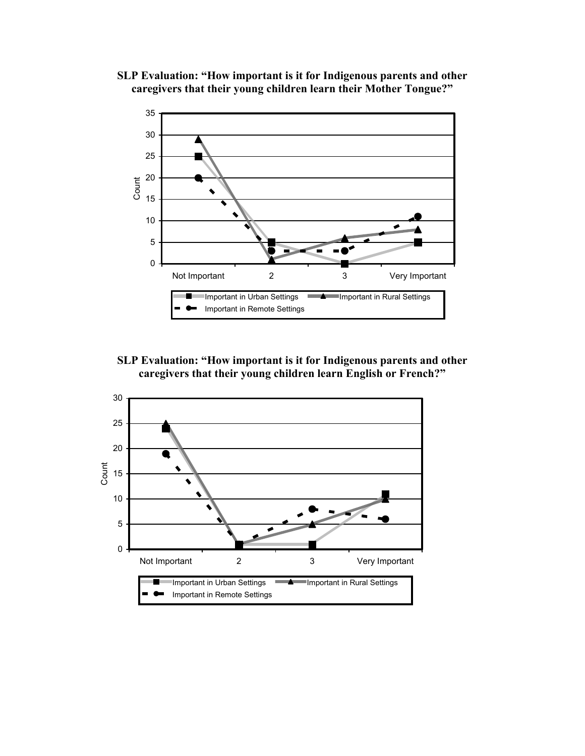**SLP Evaluation: "How important is it for Indigenous parents and other caregivers that their young children learn their Mother Tongue?"**

**SLP Evaluation: "How important is it for Indigenous parents and other caregivers that their young children learn English or French?"**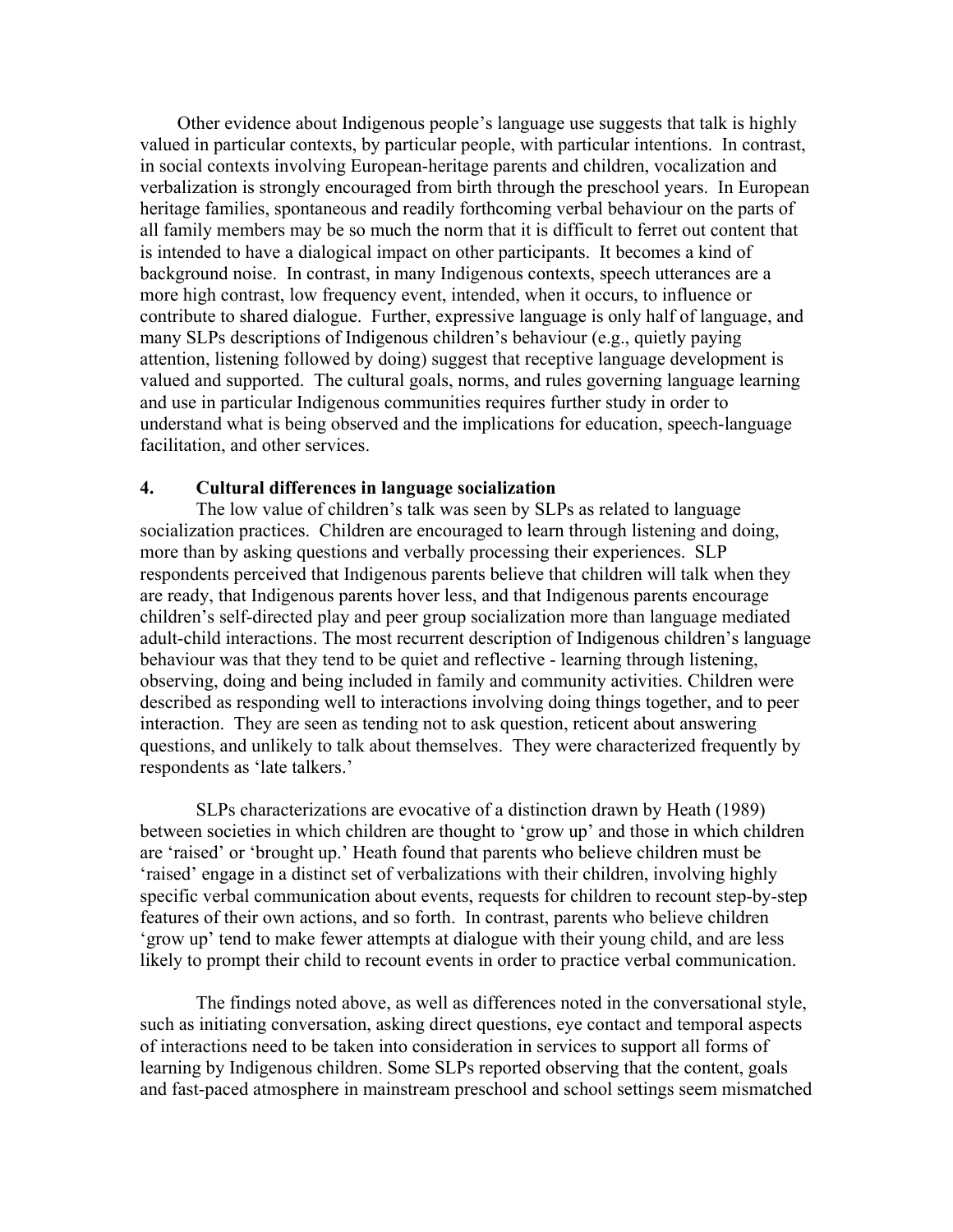Other evidence about Indigenous people's language use suggests that talk is highly valued in particular contexts, by particular people, with particular intentions. In contrast, in social contexts involving European-heritage parents and children, vocalization and verbalization is strongly encouraged from birth through the preschool years. In European heritage families, spontaneous and readily forthcoming verbal behaviour on the parts of all family members may be so much the norm that it is difficult to ferret out content that is intended to have a dialogical impact on other participants. It becomes a kind of background noise. In contrast, in many Indigenous contexts, speech utterances are a more high contrast, low frequency event, intended, when it occurs, to influence or contribute to shared dialogue. Further, expressive language is only half of language, and many SLPs descriptions of Indigenous children's behaviour (e.g., quietly paying attention, listening followed by doing) suggest that receptive language development is valued and supported. The cultural goals, norms, and rules governing language learning and use in particular Indigenous communities requires further study in order to understand what is being observed and the implications for education, speech-language facilitation, and other services.

### 4. Cultural differences in language socialization

The low value of children's talk was seen by SLPs as related to language socialization practices. Children are encouraged to learn through listening and doing, more than by asking questions and verbally processing their experiences. SLP respondents perceived that Indigenous parents believe that children will talk when they are ready, that Indigenous parents hover less, and that Indigenous parents encourage children's self-directed play and peer group socialization more than language mediated adult-child interactions. The most recurrent description of Indigenous children's language behaviour was that they tend to be quiet and reflective - learning through listening, observing, doing and being included in family and community activities. Children were described as responding well to interactions involving doing things together, and to peer interaction. They are seen as tending not to ask question, reticent about answering questions, and unlikely to talk about themselves. They were characterized frequently by respondents as 'late talkers.'

SLPs characterizations are evocative of a distinction drawn by Heath (1989) between societies in which children are thought to 'grow up' and those in which children are 'raised' or 'brought up.' Heath found that parents who believe children must be 'raised' engage in a distinct set of verbalizations with their children, involving highly specific verbal communication about events, requests for children to recount step-by-step features of their own actions, and so forth. In contrast, parents who believe children 'grow up' tend to make fewer attempts at dialogue with their young child, and are less likely to prompt their child to recount events in order to practice verbal communication.

The findings noted above, as well as differences noted in the conversational style, such as initiating conversation, asking direct questions, eye contact and temporal aspects of interactions need to be taken into consideration in services to support all forms of learning by Indigenous children. Some SLPs reported observing that the content, goals and fast-paced atmosphere in mainstream preschool and school settings seem mismatched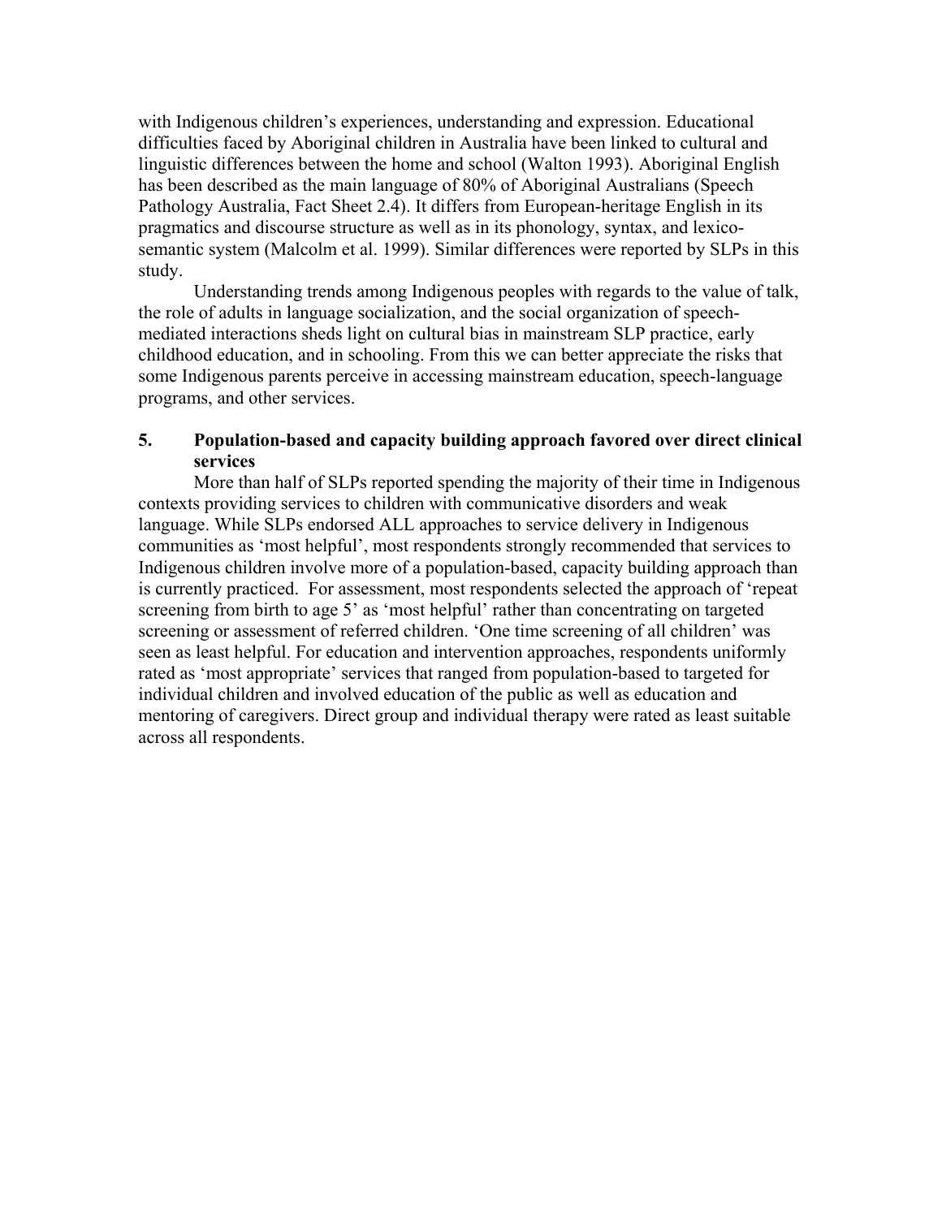with Indigenous children's experiences, understanding and expression. Educational difficulties faced by Aboriginal children in Australia have been linked to cultural and linguistic differences between the home and school (Walton 1993). Aboriginal English has been described as the main language of 80% of Aboriginal Australians (Speech Pathology Australia, Fact Sheet 2.4). It differs from European-heritage English in its pragmatics and discourse structure as well as in its phonology, syntax, and lexico-semantic system (Malcolm et al. 1999). Similar differences were reported by SLPs in this study.

Understanding trends among Indigenous peoples with regards to the value of talk, the role of adults in language socialization, and the social organization of speech-mediated interactions sheds light on cultural bias in mainstream SLP practice, early childhood education, and in schooling. From this we can better appreciate the risks that some Indigenous parents perceive in accessing mainstream education, speech-language programs, and other services.

### 5. Population-based and capacity building approach favored over direct clinical services

More than half of SLPs reported spending the majority of their time in Indigenous contexts providing services to children with communicative disorders and weak language. While SLPs endorsed ALL approaches to service delivery in Indigenous communities as 'most helpful', most respondents strongly recommended that services to Indigenous children involve more of a population-based, capacity building approach than is currently practiced. For assessment, most respondents selected the approach of 'repeat screening from birth to age 5' as 'most helpful' rather than concentrating on targeted screening or assessment of referred children. 'One time screening of all children' was seen as least helpful. For education and intervention approaches, respondents uniformly rated as 'most appropriate' services that ranged from population-based to targeted for individual children and involved education of the public as well as education and mentoring of caregivers. Direct group and individual therapy were rated as least suitable across all respondents.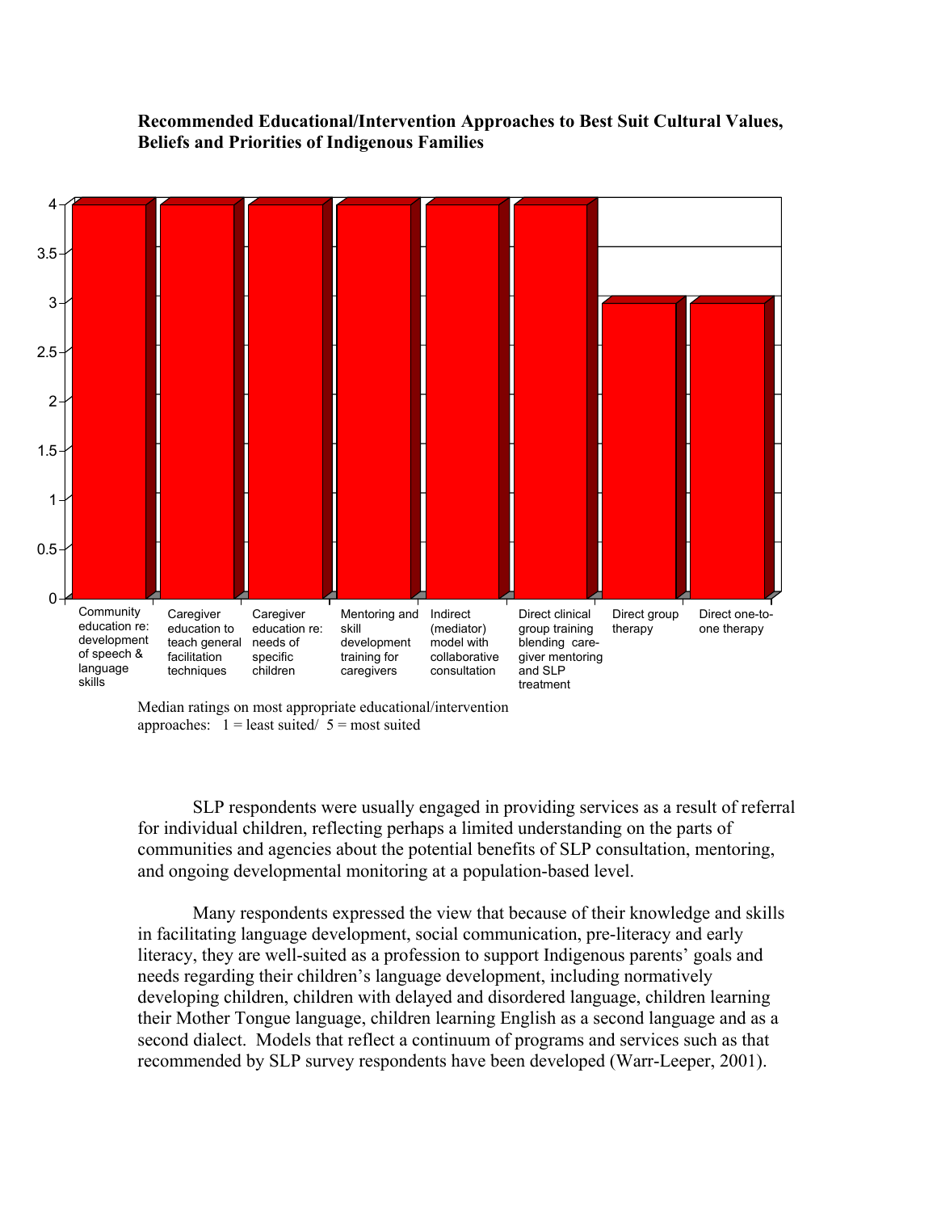**Recommended Educational/Intervention Approaches to Best Suit Cultural Values, Beliefs and Priorities of Indigenous Families**

| Approach | Median rating |
| --- | --- |
| Community education re: development of speech & language skills | 4 |
| Caregiver education to teach general facilitation techniques | 4 |
| Caregiver education re: needs of specific children | 4 |
| Mentoring and skill development training for caregivers | 4 |
| Indirect (mediator) model with collaborative consultation | 4 |
| Direct clinical group training blending care-giver mentoring and SLP treatment | 4 |
| Direct group therapy | 3 |
| Direct one-to-one therapy | 3 |

Median ratings on most appropriate educational/intervention approaches: 1 = least suited/ 5 = most suited

SLP respondents were usually engaged in providing services as a result of referral for individual children, reflecting perhaps a limited understanding on the parts of communities and agencies about the potential benefits of SLP consultation, mentoring, and ongoing developmental monitoring at a population-based level.

Many respondents expressed the view that because of their knowledge and skills in facilitating language development, social communication, pre-literacy and early literacy, they are well-suited as a profession to support Indigenous parents' goals and needs regarding their children's language development, including normatively developing children, children with delayed and disordered language, children learning their Mother Tongue language, children learning English as a second language and as a second dialect. Models that reflect a continuum of programs and services such as that recommended by SLP survey respondents have been developed (Warr-Leeper, 2001).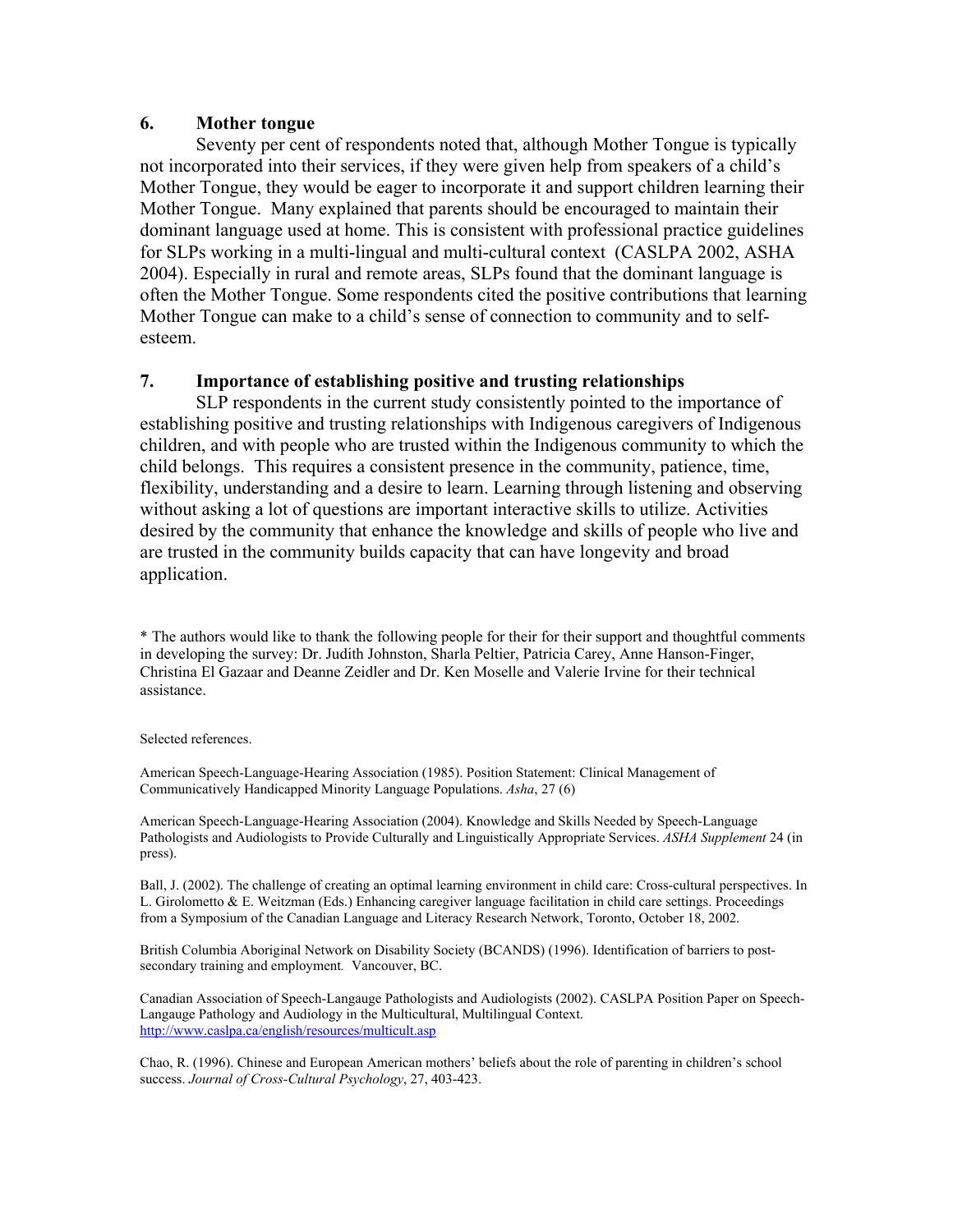## 6. Mother tongue

Seventy per cent of respondents noted that, although Mother Tongue is typically not incorporated into their services, if they were given help from speakers of a child's Mother Tongue, they would be eager to incorporate it and support children learning their Mother Tongue. Many explained that parents should be encouraged to maintain their dominant language used at home. This is consistent with professional practice guidelines for SLPs working in a multi-lingual and multi-cultural context (CASLPA 2002, ASHA 2004). Especially in rural and remote areas, SLPs found that the dominant language is often the Mother Tongue. Some respondents cited the positive contributions that learning Mother Tongue can make to a child's sense of connection to community and to self-esteem.

## 7. Importance of establishing positive and trusting relationships

SLP respondents in the current study consistently pointed to the importance of establishing positive and trusting relationships with Indigenous caregivers of Indigenous children, and with people who are trusted within the Indigenous community to which the child belongs. This requires a consistent presence in the community, patience, time, flexibility, understanding and a desire to learn. Learning through listening and observing without asking a lot of questions are important interactive skills to utilize. Activities desired by the community that enhance the knowledge and skills of people who live and are trusted in the community builds capacity that can have longevity and broad application.

* The authors would like to thank the following people for their for their support and thoughtful comments in developing the survey: Dr. Judith Johnston, Sharla Peltier, Patricia Carey, Anne Hanson-Finger, Christina El Gazaar and Deanne Zeidler and Dr. Ken Moselle and Valerie Irvine for their technical assistance.

Selected references.

American Speech-Language-Hearing Association (1985). Position Statement: Clinical Management of Communicatively Handicapped Minority Language Populations. *Asha*, 27 (6)

American Speech-Language-Hearing Association (2004). Knowledge and Skills Needed by Speech-Language Pathologists and Audiologists to Provide Culturally and Linguistically Appropriate Services. *ASHA Supplement* 24 (in press).

Ball, J. (2002). The challenge of creating an optimal learning environment in child care: Cross-cultural perspectives. In L. Girolometto & E. Weitzman (Eds.) Enhancing caregiver language facilitation in child care settings. Proceedings from a Symposium of the Canadian Language and Literacy Research Network, Toronto, October 18, 2002.

British Columbia Aboriginal Network on Disability Society (BCANDS) (1996). Identification of barriers to post-secondary training and employment*.* Vancouver, BC.

Canadian Association of Speech-Langauge Pathologists and Audiologists (2002). CASLPA Position Paper on Speech-Langauge Pathology and Audiology in the Multicultural, Multilingual Context. http://www.caslpa.ca/english/resources/multicult.asp

Chao, R. (1996). Chinese and European American mothers' beliefs about the role of parenting in children's school success. *Journal of Cross-Cultural Psychology*, 27, 403-423.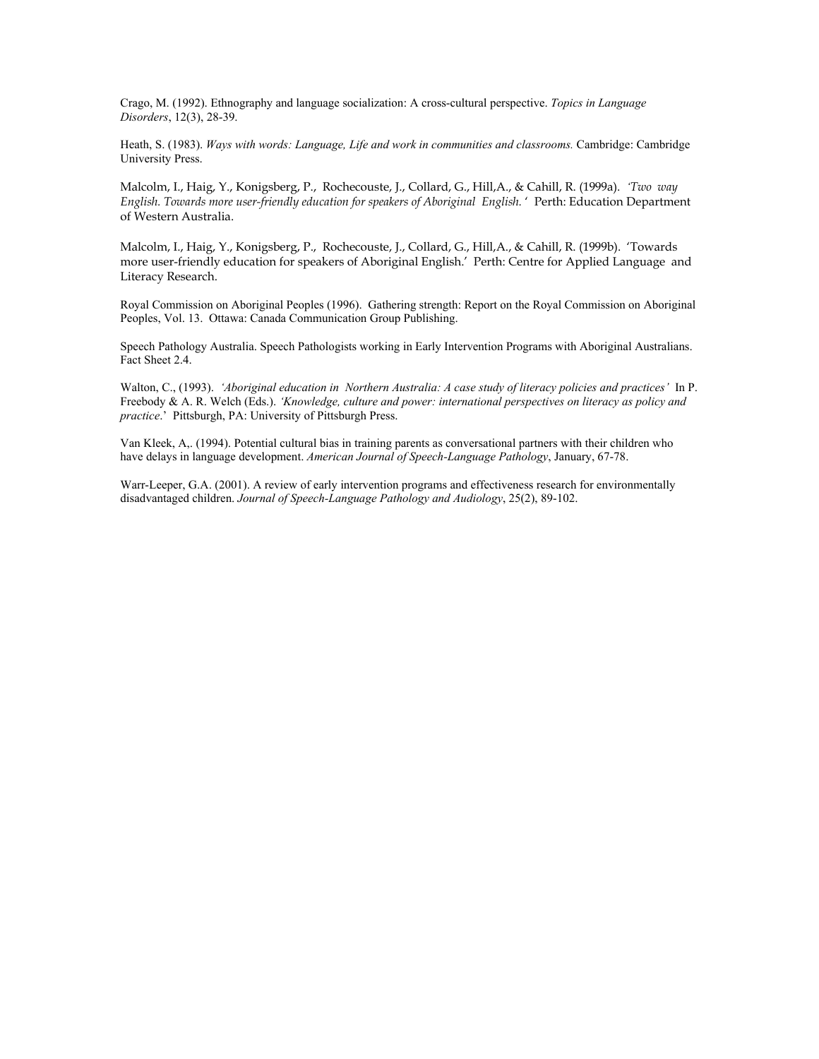Crago, M. (1992). Ethnography and language socialization: A cross-cultural perspective. *Topics in Language Disorders*, 12(3), 28-39.

Heath, S. (1983). *Ways with words: Language, Life and work in communities and classrooms.* Cambridge: Cambridge University Press.

Malcolm, I., Haig, Y., Konigsberg, P., Rochecouste, J., Collard, G., Hill,A., & Cahill, R. (1999a). *'Two way English. Towards more user-friendly education for speakers of Aboriginal English.* ' Perth: Education Department of Western Australia.

Malcolm, I., Haig, Y., Konigsberg, P., Rochecouste, J., Collard, G., Hill,A., & Cahill, R. (1999b). 'Towards more user-friendly education for speakers of Aboriginal English.' Perth: Centre for Applied Language and Literacy Research.

Royal Commission on Aboriginal Peoples (1996). Gathering strength: Report on the Royal Commission on Aboriginal Peoples, Vol. 13. Ottawa: Canada Communication Group Publishing.

Speech Pathology Australia. Speech Pathologists working in Early Intervention Programs with Aboriginal Australians. Fact Sheet 2.4.

Walton, C., (1993). *'Aboriginal education in Northern Australia: A case study of literacy policies and practices'* In P. Freebody & A. R. Welch (Eds.). *'Knowledge, culture and power: international perspectives on literacy as policy and practice*.' Pittsburgh, PA: University of Pittsburgh Press.

Van Kleek, A,. (1994). Potential cultural bias in training parents as conversational partners with their children who have delays in language development. *American Journal of Speech-Language Pathology*, January, 67-78.

Warr-Leeper, G.A. (2001). A review of early intervention programs and effectiveness research for environmentally disadvantaged children. *Journal of Speech-Language Pathology and Audiology*, 25(2), 89-102.